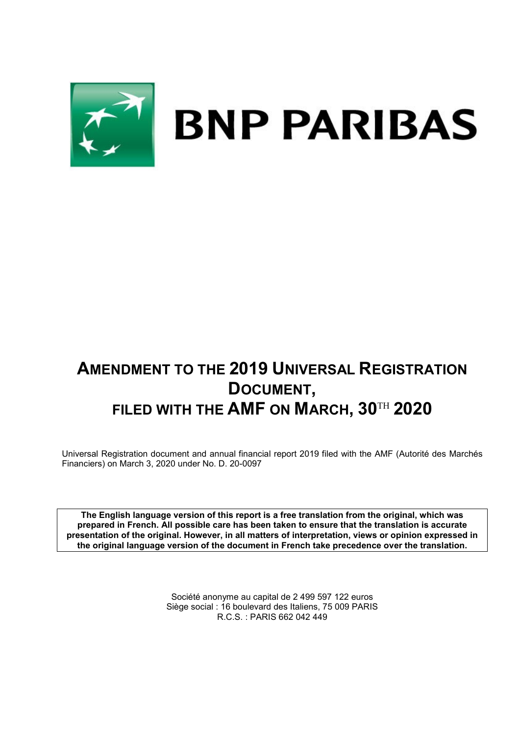BNP PARIBAS

# AMENDMENT TO THE 2019 UNIVERSAL REGISTRATION DOCUMENT, FILED WITH THE AMF ON MARCH, 30TH 2020

Universal Registration document and annual financial report 2019 filed with the AMF (Autorité des Marchés Financiers) on March 3, 2020 under No. D. 20-0097

**The English language version of this report is a free translation from the original, which was prepared in French. All possible care has been taken to ensure that the translation is accurate presentation of the original. However, in all matters of interpretation, views or opinion expressed in the original language version of the document in French take precedence over the translation.**

Société anonyme au capital de 2 499 597 122 euros
Siège social : 16 boulevard des Italiens, 75 009 PARIS
R.C.S. : PARIS 662 042 449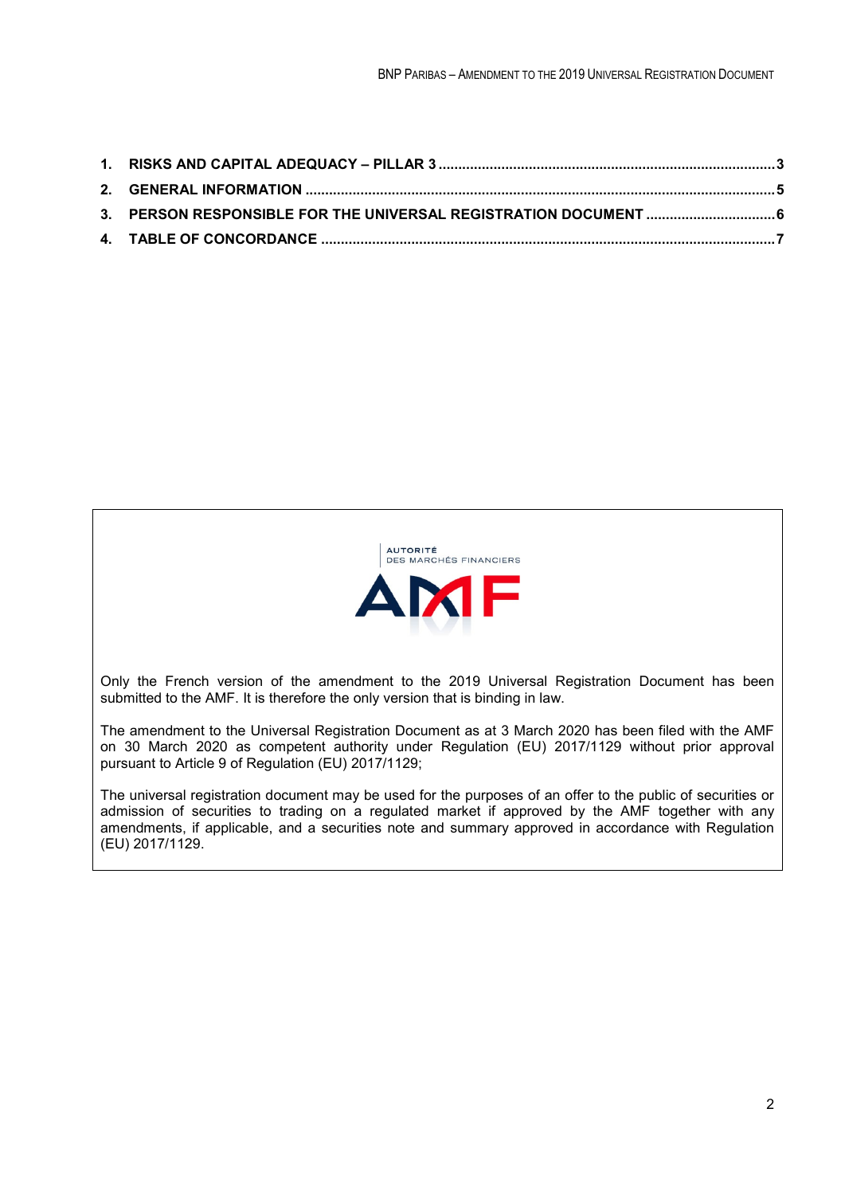1. **RISKS AND CAPITAL ADEQUACY – PILLAR 3** ..... 3
2. **GENERAL INFORMATION** ..... 5
3. **PERSON RESPONSIBLE FOR THE UNIVERSAL REGISTRATION DOCUMENT** ..... 6
4. **TABLE OF CONCORDANCE** ..... 7

AUTORITÉ DES MARCHÉS FINANCIERS

AMF

Only the French version of the amendment to the 2019 Universal Registration Document has been submitted to the AMF. It is therefore the only version that is binding in law.

The amendment to the Universal Registration Document as at 3 March 2020 has been filed with the AMF on 30 March 2020 as competent authority under Regulation (EU) 2017/1129 without prior approval pursuant to Article 9 of Regulation (EU) 2017/1129;

The universal registration document may be used for the purposes of an offer to the public of securities or admission of securities to trading on a regulated market if approved by the AMF together with any amendments, if applicable, and a securities note and summary approved in accordance with Regulation (EU) 2017/1129.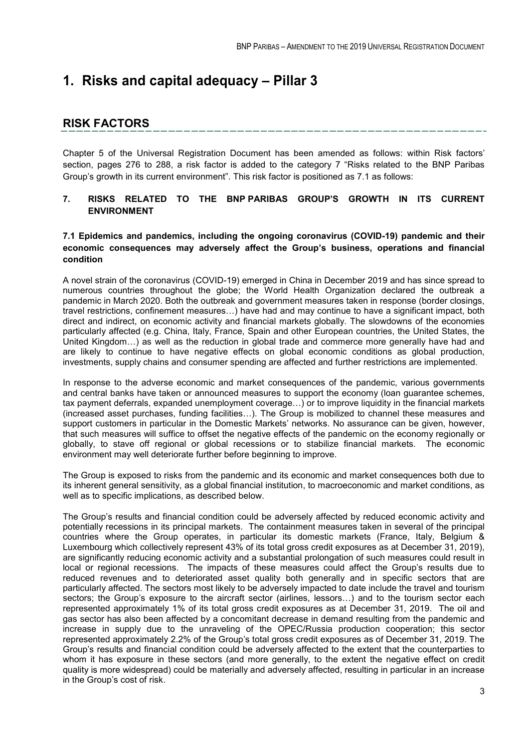# 1. Risks and capital adequacy – Pillar 3

## RISK FACTORS

Chapter 5 of the Universal Registration Document has been amended as follows: within Risk factors' section, pages 276 to 288, a risk factor is added to the category 7 "Risks related to the BNP Paribas Group's growth in its current environment". This risk factor is positioned as 7.1 as follows:

### 7. RISKS RELATED TO THE BNP PARIBAS GROUP'S GROWTH IN ITS CURRENT ENVIRONMENT

#### 7.1 Epidemics and pandemics, including the ongoing coronavirus (COVID-19) pandemic and their economic consequences may adversely affect the Group's business, operations and financial condition

A novel strain of the coronavirus (COVID-19) emerged in China in December 2019 and has since spread to numerous countries throughout the globe; the World Health Organization declared the outbreak a pandemic in March 2020. Both the outbreak and government measures taken in response (border closings, travel restrictions, confinement measures…) have had and may continue to have a significant impact, both direct and indirect, on economic activity and financial markets globally. The slowdowns of the economies particularly affected (e.g. China, Italy, France, Spain and other European countries, the United States, the United Kingdom…) as well as the reduction in global trade and commerce more generally have had and are likely to continue to have negative effects on global economic conditions as global production, investments, supply chains and consumer spending are affected and further restrictions are implemented.

In response to the adverse economic and market consequences of the pandemic, various governments and central banks have taken or announced measures to support the economy (loan guarantee schemes, tax payment deferrals, expanded unemployment coverage…) or to improve liquidity in the financial markets (increased asset purchases, funding facilities…). The Group is mobilized to channel these measures and support customers in particular in the Domestic Markets' networks. No assurance can be given, however, that such measures will suffice to offset the negative effects of the pandemic on the economy regionally or globally, to stave off regional or global recessions or to stabilize financial markets. The economic environment may well deteriorate further before beginning to improve.

The Group is exposed to risks from the pandemic and its economic and market consequences both due to its inherent general sensitivity, as a global financial institution, to macroeconomic and market conditions, as well as to specific implications, as described below.

The Group's results and financial condition could be adversely affected by reduced economic activity and potentially recessions in its principal markets. The containment measures taken in several of the principal countries where the Group operates, in particular its domestic credit markets (France, Italy, Belgium & Luxembourg which collectively represent 43% of its total gross credit exposures as at December 31, 2019), are significantly reducing economic activity and a substantial prolongation of such measures could result in local or regional recessions. The impacts of these measures could affect the Group's results due to reduced revenues and to deteriorated asset quality both generally and in specific sectors that are particularly affected. The sectors most likely to be adversely impacted to date include the travel and tourism sectors; the Group's exposure to the aircraft sector (airlines, lessors…) and to the tourism sector each represented approximately 1% of its total gross credit exposures as at December 31, 2019. The oil and gas sector has also been affected by a concomitant decrease in demand resulting from the pandemic and increase in supply due to the unraveling of the OPEC/Russia production cooperation; this sector represented approximately 2.2% of the Group's total gross credit exposures as of December 31, 2019. The Group's results and financial condition could be adversely affected to the extent that the counterparties to whom it has exposure in these sectors (and more generally, to the extent the negative effect on credit quality is more widespread) could be materially and adversely affected, resulting in particular in an increase in the Group's cost of risk.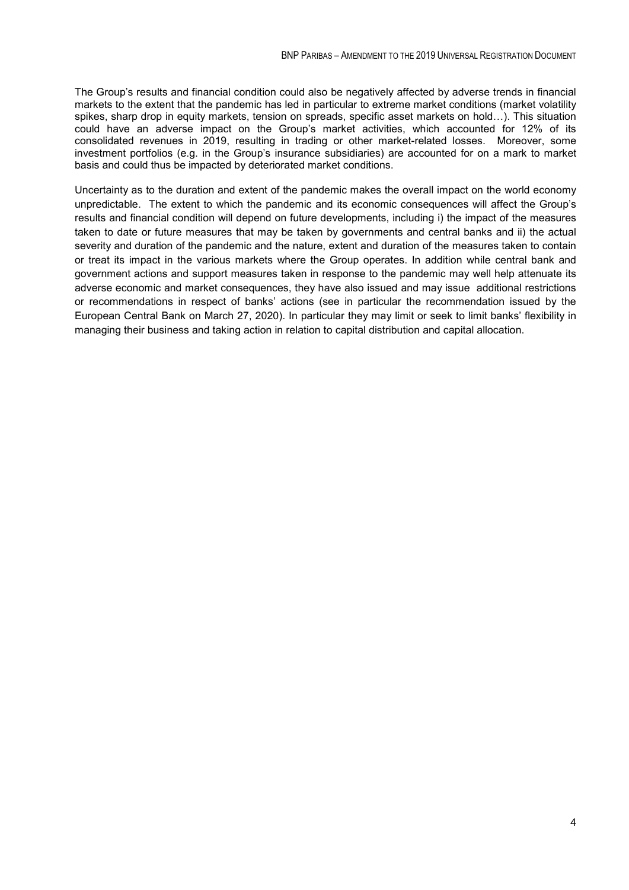The Group's results and financial condition could also be negatively affected by adverse trends in financial markets to the extent that the pandemic has led in particular to extreme market conditions (market volatility spikes, sharp drop in equity markets, tension on spreads, specific asset markets on hold…). This situation could have an adverse impact on the Group's market activities, which accounted for 12% of its consolidated revenues in 2019, resulting in trading or other market-related losses. Moreover, some investment portfolios (e.g. in the Group's insurance subsidiaries) are accounted for on a mark to market basis and could thus be impacted by deteriorated market conditions.

Uncertainty as to the duration and extent of the pandemic makes the overall impact on the world economy unpredictable. The extent to which the pandemic and its economic consequences will affect the Group's results and financial condition will depend on future developments, including i) the impact of the measures taken to date or future measures that may be taken by governments and central banks and ii) the actual severity and duration of the pandemic and the nature, extent and duration of the measures taken to contain or treat its impact in the various markets where the Group operates. In addition while central bank and government actions and support measures taken in response to the pandemic may well help attenuate its adverse economic and market consequences, they have also issued and may issue additional restrictions or recommendations in respect of banks' actions (see in particular the recommendation issued by the European Central Bank on March 27, 2020). In particular they may limit or seek to limit banks' flexibility in managing their business and taking action in relation to capital distribution and capital allocation.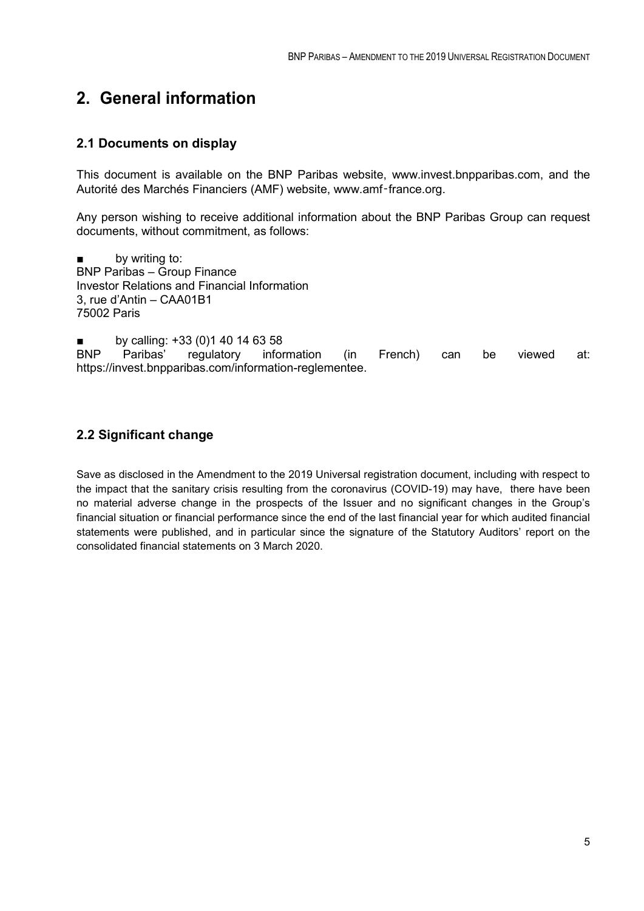# 2. General information

## 2.1 Documents on display

This document is available on the BNP Paribas website, www.invest.bnpparibas.com, and the Autorité des Marchés Financiers (AMF) website, www.amf-france.org.

Any person wishing to receive additional information about the BNP Paribas Group can request documents, without commitment, as follows:

- by writing to:
BNP Paribas – Group Finance
Investor Relations and Financial Information
3, rue d'Antin – CAA01B1
75002 Paris

- by calling: +33 (0)1 40 14 63 58

BNP Paribas' regulatory information (in French) can be viewed at: https://invest.bnpparibas.com/information-reglementee.

## 2.2 Significant change

Save as disclosed in the Amendment to the 2019 Universal registration document, including with respect to the impact that the sanitary crisis resulting from the coronavirus (COVID-19) may have, there have been no material adverse change in the prospects of the Issuer and no significant changes in the Group's financial situation or financial performance since the end of the last financial year for which audited financial statements were published, and in particular since the signature of the Statutory Auditors' report on the consolidated financial statements on 3 March 2020.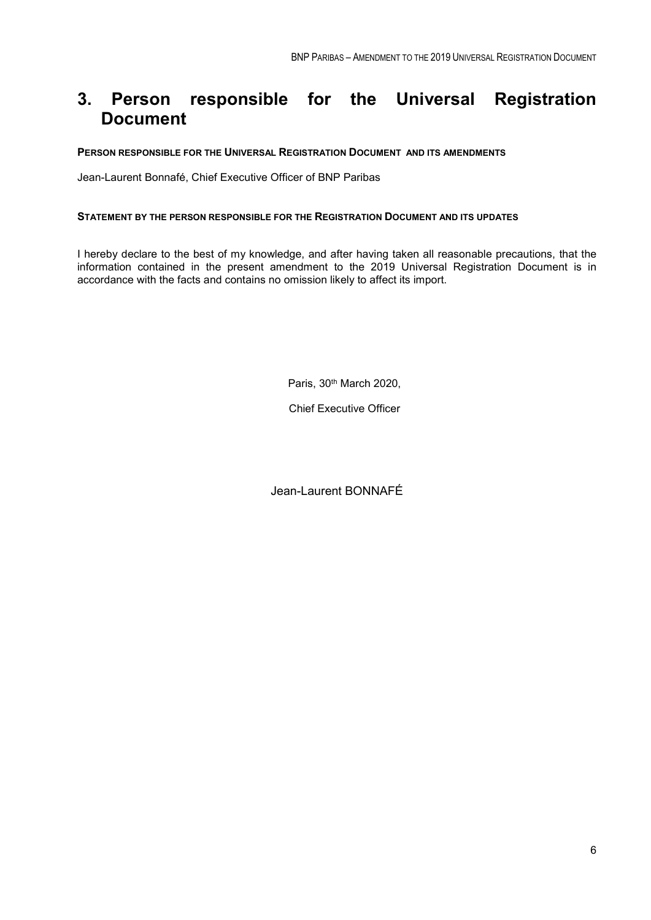# 3. Person responsible for the Universal Registration Document

**PERSON RESPONSIBLE FOR THE UNIVERSAL REGISTRATION DOCUMENT AND ITS AMENDMENTS**

Jean-Laurent Bonnafé, Chief Executive Officer of BNP Paribas

**STATEMENT BY THE PERSON RESPONSIBLE FOR THE REGISTRATION DOCUMENT AND ITS UPDATES**

I hereby declare to the best of my knowledge, and after having taken all reasonable precautions, that the information contained in the present amendment to the 2019 Universal Registration Document is in accordance with the facts and contains no omission likely to affect its import.

Paris, 30th March 2020,

Chief Executive Officer

Jean-Laurent BONNAFÉ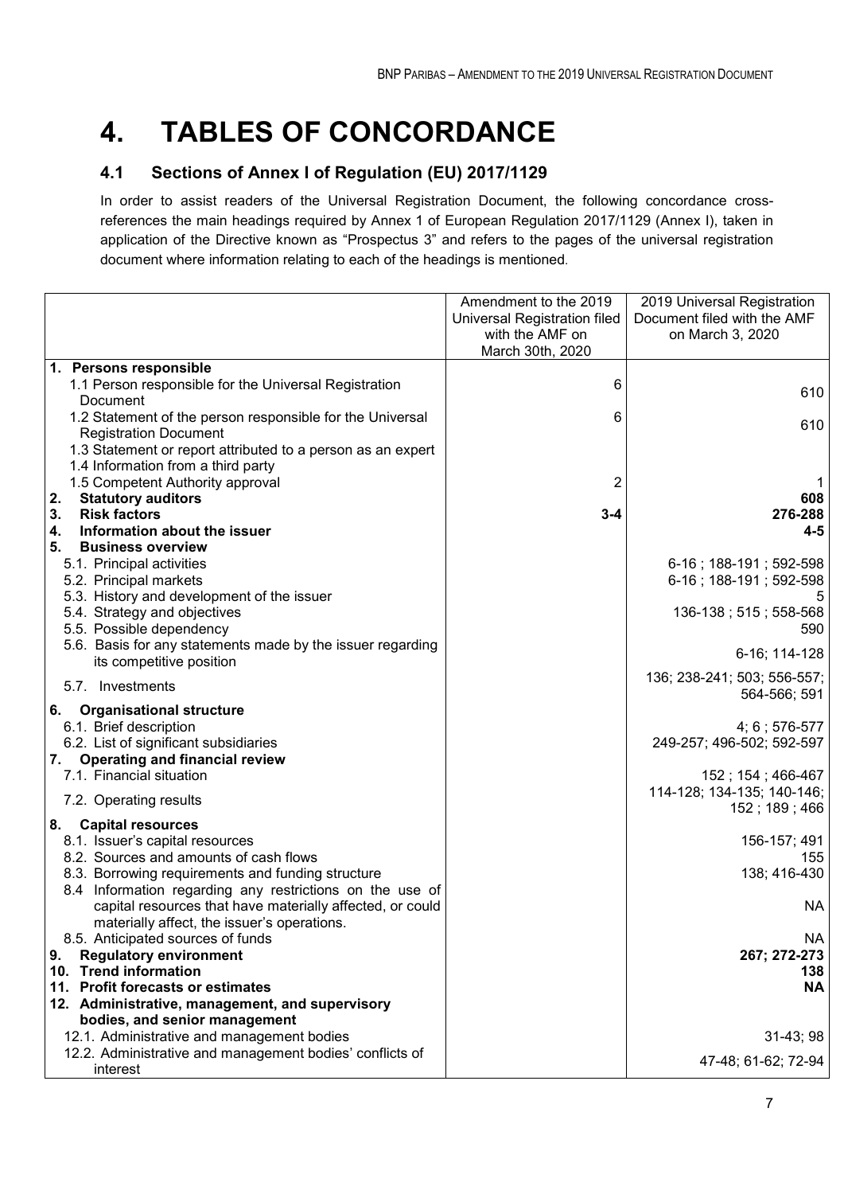# 4. TABLES OF CONCORDANCE

## 4.1 Sections of Annex I of Regulation (EU) 2017/1129

In order to assist readers of the Universal Registration Document, the following concordance cross-references the main headings required by Annex 1 of European Regulation 2017/1129 (Annex I), taken in application of the Directive known as "Prospectus 3" and refers to the pages of the universal registration document where information relating to each of the headings is mentioned.

| | Amendment to the 2019 Universal Registration filed with the AMF on March 30th, 2020 | 2019 Universal Registration Document filed with the AMF on March 3, 2020 |
|---|---|---|
| **1. Persons responsible** | | |
| 1.1 Person responsible for the Universal Registration Document | 6 | 610 |
| 1.2 Statement of the person responsible for the Universal Registration Document | 6 | 610 |
| 1.3 Statement or report attributed to a person as an expert | | |
| 1.4 Information from a third party | | |
| 1.5 Competent Authority approval | 2 | 1 |
| **2. Statutory auditors** | | **608** |
| **3. Risk factors** | **3-4** | **276-288** |
| **4. Information about the issuer** | | **4-5** |
| **5. Business overview** | | |
| 5.1. Principal activities | | 6-16 ; 188-191 ; 592-598 |
| 5.2. Principal markets | | 6-16 ; 188-191 ; 592-598 |
| 5.3. History and development of the issuer | | 5 |
| 5.4. Strategy and objectives | | 136-138 ; 515 ; 558-568 |
| 5.5. Possible dependency | | 590 |
| 5.6. Basis for any statements made by the issuer regarding its competitive position | | 6-16; 114-128 |
| 5.7. Investments | | 136; 238-241; 503; 556-557; 564-566; 591 |
| **6. Organisational structure** | | |
| 6.1. Brief description | | 4; 6 ; 576-577 |
| 6.2. List of significant subsidiaries | | 249-257; 496-502; 592-597 |
| **7. Operating and financial review** | | |
| 7.1. Financial situation | | 152 ; 154 ; 466-467 |
| 7.2. Operating results | | 114-128; 134-135; 140-146; 152 ; 189 ; 466 |
| **8. Capital resources** | | |
| 8.1. Issuer's capital resources | | 156-157; 491 |
| 8.2. Sources and amounts of cash flows | | 155 |
| 8.3. Borrowing requirements and funding structure | | 138; 416-430 |
| 8.4 Information regarding any restrictions on the use of capital resources that have materially affected, or could materially affect, the issuer's operations. | | NA |
| 8.5. Anticipated sources of funds | | NA |
| **9. Regulatory environment** | | **267; 272-273** |
| **10. Trend information** | | **138** |
| **11. Profit forecasts or estimates** | | **NA** |
| **12. Administrative, management, and supervisory bodies, and senior management** | | |
| 12.1. Administrative and management bodies | | 31-43; 98 |
| 12.2. Administrative and management bodies' conflicts of interest | | 47-48; 61-62; 72-94 |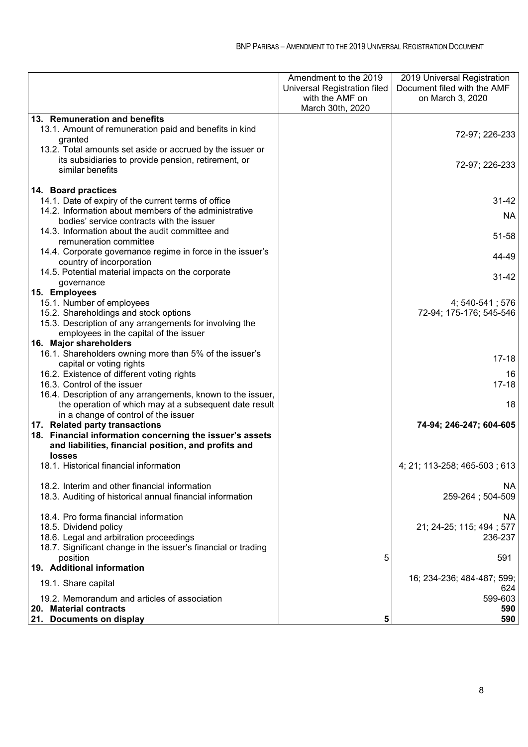| | Amendment to the 2019 Universal Registration Document filed with the AMF on March 30th, 2020 | 2019 Universal Registration Document filed with the AMF on March 3, 2020 |
|---|---|---|
| **13. Remuneration and benefits** | | |
| 13.1. Amount of remuneration paid and benefits in kind granted | | 72-97; 226-233 |
| 13.2. Total amounts set aside or accrued by the issuer or its subsidiaries to provide pension, retirement, or similar benefits | | 72-97; 226-233 |
| **14. Board practices** | | |
| 14.1. Date of expiry of the current terms of office | | 31-42 |
| 14.2. Information about members of the administrative bodies' service contracts with the issuer | | NA |
| 14.3. Information about the audit committee and remuneration committee | | 51-58 |
| 14.4. Corporate governance regime in force in the issuer's country of incorporation | | 44-49 |
| 14.5. Potential material impacts on the corporate governance | | 31-42 |
| **15. Employees** | | |
| 15.1. Number of employees | | 4; 540-541 ; 576 |
| 15.2. Shareholdings and stock options | | 72-94; 175-176; 545-546 |
| 15.3. Description of any arrangements for involving the employees in the capital of the issuer | | |
| **16. Major shareholders** | | |
| 16.1. Shareholders owning more than 5% of the issuer's capital or voting rights | | 17-18 |
| 16.2. Existence of different voting rights | | 16 |
| 16.3. Control of the issuer | | 17-18 |
| 16.4. Description of any arrangements, known to the issuer, the operation of which may at a subsequent date result in a change of control of the issuer | | 18 |
| **17. Related party transactions** | | **74-94; 246-247; 604-605** |
| **18. Financial information concerning the issuer's assets and liabilities, financial position, and profits and losses** | | |
| 18.1. Historical financial information | | 4; 21; 113-258; 465-503 ; 613 |
| 18.2. Interim and other financial information | | NA |
| 18.3. Auditing of historical annual financial information | | 259-264 ; 504-509 |
| 18.4. Pro forma financial information | | NA |
| 18.5. Dividend policy | | 21; 24-25; 115; 494 ; 577 |
| 18.6. Legal and arbitration proceedings | | 236-237 |
| 18.7. Significant change in the issuer's financial or trading position | 5 | 591 |
| **19. Additional information** | | |
| 19.1. Share capital | | 16; 234-236; 484-487; 599; 624 |
| 19.2. Memorandum and articles of association | | 599-603 |
| **20. Material contracts** | | **590** |
| **21. Documents on display** | **5** | **590** |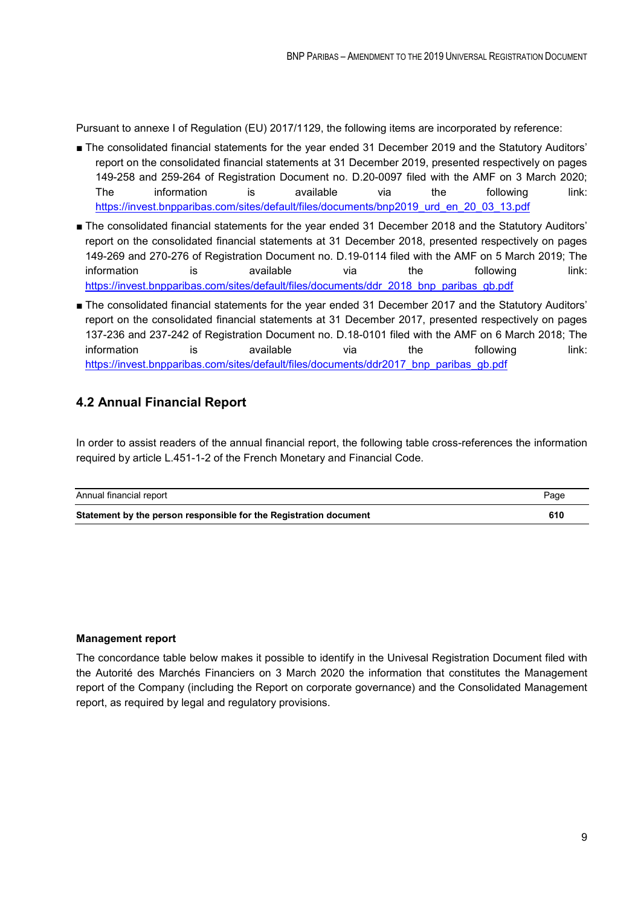Pursuant to annexe I of Regulation (EU) 2017/1129, the following items are incorporated by reference:

- The consolidated financial statements for the year ended 31 December 2019 and the Statutory Auditors' report on the consolidated financial statements at 31 December 2019, presented respectively on pages 149-258 and 259-264 of Registration Document no. D.20-0097 filed with the AMF on 3 March 2020; The information is available via the following link: https://invest.bnpparibas.com/sites/default/files/documents/bnp2019_urd_en_20_03_13.pdf
- The consolidated financial statements for the year ended 31 December 2018 and the Statutory Auditors' report on the consolidated financial statements at 31 December 2018, presented respectively on pages 149-269 and 270-276 of Registration Document no. D.19-0114 filed with the AMF on 5 March 2019; The information is available via the following link: https://invest.bnpparibas.com/sites/default/files/documents/ddr_2018_bnp_paribas_gb.pdf
- The consolidated financial statements for the year ended 31 December 2017 and the Statutory Auditors' report on the consolidated financial statements at 31 December 2017, presented respectively on pages 137-236 and 237-242 of Registration Document no. D.18-0101 filed with the AMF on 6 March 2018; The information is available via the following link: https://invest.bnpparibas.com/sites/default/files/documents/ddr2017_bnp_paribas_gb.pdf

## 4.2 Annual Financial Report

In order to assist readers of the annual financial report, the following table cross-references the information required by article L.451-1-2 of the French Monetary and Financial Code.

| Annual financial report | Page |
|---|---|
| **Statement by the person responsible for the Registration document** | **610** |

**Management report**

The concordance table below makes it possible to identify in the Univesal Registration Document filed with the Autorité des Marchés Financiers on 3 March 2020 the information that constitutes the Management report of the Company (including the Report on corporate governance) and the Consolidated Management report, as required by legal and regulatory provisions.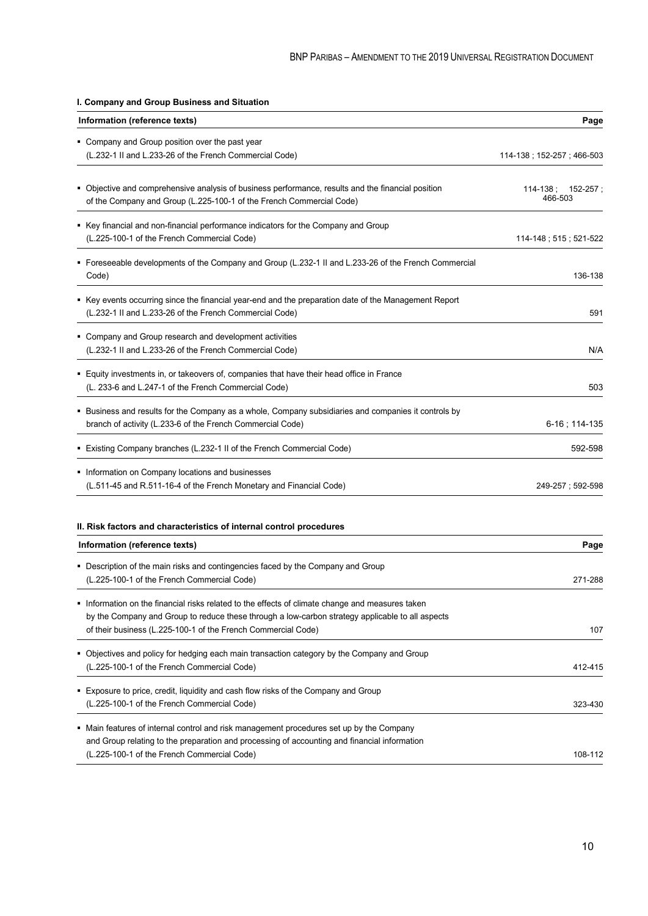## I. Company and Group Business and Situation

| Information (reference texts) | Page |
|---|---|
| ▪ Company and Group position over the past year (L.232-1 II and L.233-26 of the French Commercial Code) | 114-138 ; 152-257 ; 466-503 |
| ▪ Objective and comprehensive analysis of business performance, results and the financial position of the Company and Group (L.225-100-1 of the French Commercial Code) | 114-138 ; 152-257 ; 466-503 |
| ▪ Key financial and non-financial performance indicators for the Company and Group (L.225-100-1 of the French Commercial Code) | 114-148 ; 515 ; 521-522 |
| ▪ Foreseeable developments of the Company and Group (L.232-1 II and L.233-26 of the French Commercial Code) | 136-138 |
| ▪ Key events occurring since the financial year-end and the preparation date of the Management Report (L.232-1 II and L.233-26 of the French Commercial Code) | 591 |
| ▪ Company and Group research and development activities (L.232-1 II and L.233-26 of the French Commercial Code) | N/A |
| ▪ Equity investments in, or takeovers of, companies that have their head office in France (L. 233-6 and L.247-1 of the French Commercial Code) | 503 |
| ▪ Business and results for the Company as a whole, Company subsidiaries and companies it controls by branch of activity (L.233-6 of the French Commercial Code) | 6-16 ; 114-135 |
| ▪ Existing Company branches (L.232-1 II of the French Commercial Code) | 592-598 |
| ▪ Information on Company locations and businesses (L.511-45 and R.511-16-4 of the French Monetary and Financial Code) | 249-257 ; 592-598 |

## II. Risk factors and characteristics of internal control procedures

| Information (reference texts) | Page |
|---|---|
| ▪ Description of the main risks and contingencies faced by the Company and Group (L.225-100-1 of the French Commercial Code) | 271-288 |
| ▪ Information on the financial risks related to the effects of climate change and measures taken by the Company and Group to reduce these through a low-carbon strategy applicable to all aspects of their business (L.225-100-1 of the French Commercial Code) | 107 |
| ▪ Objectives and policy for hedging each main transaction category by the Company and Group (L.225-100-1 of the French Commercial Code) | 412-415 |
| ▪ Exposure to price, credit, liquidity and cash flow risks of the Company and Group (L.225-100-1 of the French Commercial Code) | 323-430 |
| ▪ Main features of internal control and risk management procedures set up by the Company and Group relating to the preparation and processing of accounting and financial information (L.225-100-1 of the French Commercial Code) | 108-112 |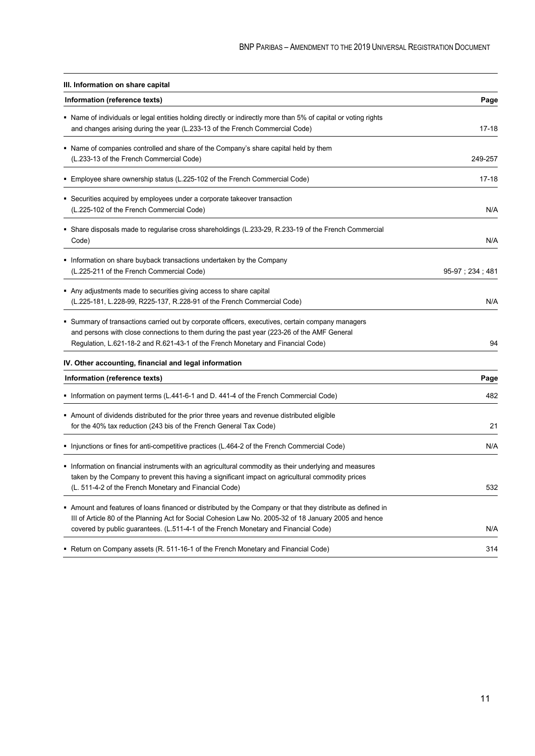### III. Information on share capital

| Information (reference texts) | Page |
|---|---|
| ▪ Name of individuals or legal entities holding directly or indirectly more than 5% of capital or voting rights and changes arising during the year (L.233-13 of the French Commercial Code) | 17-18 |
| ▪ Name of companies controlled and share of the Company's share capital held by them (L.233-13 of the French Commercial Code) | 249-257 |
| ▪ Employee share ownership status (L.225-102 of the French Commercial Code) | 17-18 |
| ▪ Securities acquired by employees under a corporate takeover transaction (L.225-102 of the French Commercial Code) | N/A |
| ▪ Share disposals made to regularise cross shareholdings (L.233-29, R.233-19 of the French Commercial Code) | N/A |
| ▪ Information on share buyback transactions undertaken by the Company (L.225-211 of the French Commercial Code) | 95-97 ; 234 ; 481 |
| ▪ Any adjustments made to securities giving access to share capital (L.225-181, L.228-99, R225-137, R.228-91 of the French Commercial Code) | N/A |
| ▪ Summary of transactions carried out by corporate officers, executives, certain company managers and persons with close connections to them during the past year (223-26 of the AMF General Regulation, L.621-18-2 and R.621-43-1 of the French Monetary and Financial Code) | 94 |

### IV. Other accounting, financial and legal information

| Information (reference texts) | Page |
|---|---|
| ▪ Information on payment terms (L.441-6-1 and D. 441-4 of the French Commercial Code) | 482 |
| ▪ Amount of dividends distributed for the prior three years and revenue distributed eligible for the 40% tax reduction (243 bis of the French General Tax Code) | 21 |
| ▪ Injunctions or fines for anti-competitive practices (L.464-2 of the French Commercial Code) | N/A |
| ▪ Information on financial instruments with an agricultural commodity as their underlying and measures taken by the Company to prevent this having a significant impact on agricultural commodity prices (L. 511-4-2 of the French Monetary and Financial Code) | 532 |
| ▪ Amount and features of loans financed or distributed by the Company or that they distribute as defined in III of Article 80 of the Planning Act for Social Cohesion Law No. 2005-32 of 18 January 2005 and hence covered by public guarantees. (L.511-4-1 of the French Monetary and Financial Code) | N/A |
| ▪ Return on Company assets (R. 511-16-1 of the French Monetary and Financial Code) | 314 |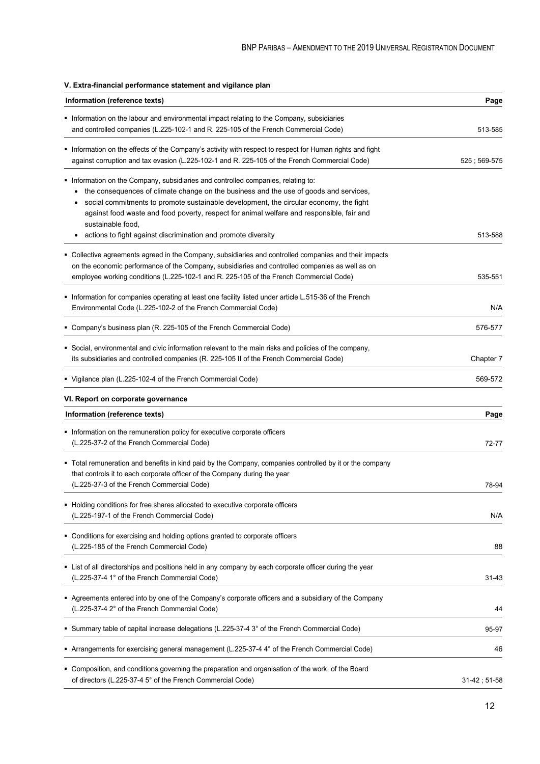### V. Extra-financial performance statement and vigilance plan

| Information (reference texts) | Page |
|---|---|
| ▪ Information on the labour and environmental impact relating to the Company, subsidiaries and controlled companies (L.225-102-1 and R. 225-105 of the French Commercial Code) | 513-585 |
| ▪ Information on the effects of the Company's activity with respect to respect for Human rights and fight against corruption and tax evasion (L.225-102-1 and R. 225-105 of the French Commercial Code) | 525 ; 569-575 |
| ▪ Information on the Company, subsidiaries and controlled companies, relating to: <br>• the consequences of climate change on the business and the use of goods and services, <br>• social commitments to promote sustainable development, the circular economy, the fight against food waste and food poverty, respect for animal welfare and responsible, fair and sustainable food, <br>• actions to fight against discrimination and promote diversity | 513-588 |
| ▪ Collective agreements agreed in the Company, subsidiaries and controlled companies and their impacts on the economic performance of the Company, subsidiaries and controlled companies as well as on employee working conditions (L.225-102-1 and R. 225-105 of the French Commercial Code) | 535-551 |
| ▪ Information for companies operating at least one facility listed under article L.515-36 of the French Environmental Code (L.225-102-2 of the French Commercial Code) | N/A |
| ▪ Company's business plan (R. 225-105 of the French Commercial Code) | 576-577 |
| ▪ Social, environmental and civic information relevant to the main risks and policies of the company, its subsidiaries and controlled companies (R. 225-105 II of the French Commercial Code) | Chapter 7 |
| ▪ Vigilance plan (L.225-102-4 of the French Commercial Code) | 569-572 |

### VI. Report on corporate governance

| Information (reference texts) | Page |
|---|---|
| ▪ Information on the remuneration policy for executive corporate officers (L.225-37-2 of the French Commercial Code) | 72-77 |
| ▪ Total remuneration and benefits in kind paid by the Company, companies controlled by it or the company that controls it to each corporate officer of the Company during the year (L.225-37-3 of the French Commercial Code) | 78-94 |
| ▪ Holding conditions for free shares allocated to executive corporate officers (L.225-197-1 of the French Commercial Code) | N/A |
| ▪ Conditions for exercising and holding options granted to corporate officers (L.225-185 of the French Commercial Code) | 88 |
| ▪ List of all directorships and positions held in any company by each corporate officer during the year (L.225-37-4 1° of the French Commercial Code) | 31-43 |
| ▪ Agreements entered into by one of the Company's corporate officers and a subsidiary of the Company (L.225-37-4 2° of the French Commercial Code) | 44 |
| ▪ Summary table of capital increase delegations (L.225-37-4 3° of the French Commercial Code) | 95-97 |
| ▪ Arrangements for exercising general management (L.225-37-4 4° of the French Commercial Code) | 46 |
| ▪ Composition, and conditions governing the preparation and organisation of the work, of the Board of directors (L.225-37-4 5° of the French Commercial Code) | 31-42 ; 51-58 |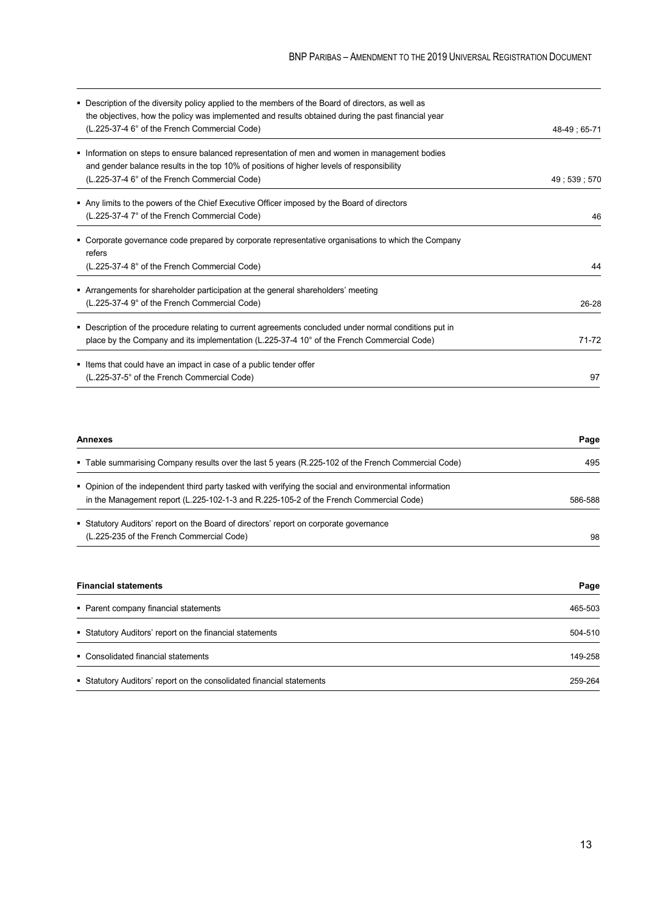| | |
|---|---|
| ▪ Description of the diversity policy applied to the members of the Board of directors, as well as the objectives, how the policy was implemented and results obtained during the past financial year (L.225-37-4 6° of the French Commercial Code) | 48-49 ; 65-71 |
| ▪ Information on steps to ensure balanced representation of men and women in management bodies and gender balance results in the top 10% of positions of higher levels of responsibility (L.225-37-4 6° of the French Commercial Code) | 49 ; 539 ; 570 |
| ▪ Any limits to the powers of the Chief Executive Officer imposed by the Board of directors (L.225-37-4 7° of the French Commercial Code) | 46 |
| ▪ Corporate governance code prepared by corporate representative organisations to which the Company refers (L.225-37-4 8° of the French Commercial Code) | 44 |
| ▪ Arrangements for shareholder participation at the general shareholders' meeting (L.225-37-4 9° of the French Commercial Code) | 26-28 |
| ▪ Description of the procedure relating to current agreements concluded under normal conditions put in place by the Company and its implementation (L.225-37-4 10° of the French Commercial Code) | 71-72 |
| ▪ Items that could have an impact in case of a public tender offer (L.225-37-5° of the French Commercial Code) | 97 |

| Annexes | Page |
|---|---|
| ▪ Table summarising Company results over the last 5 years (R.225-102 of the French Commercial Code) | 495 |
| ▪ Opinion of the independent third party tasked with verifying the social and environmental information in the Management report (L.225-102-1-3 and R.225-105-2 of the French Commercial Code) | 586-588 |
| ▪ Statutory Auditors' report on the Board of directors' report on corporate governance (L.225-235 of the French Commercial Code) | 98 |

| Financial statements | Page |
|---|---|
| ▪ Parent company financial statements | 465-503 |
| ▪ Statutory Auditors' report on the financial statements | 504-510 |
| ▪ Consolidated financial statements | 149-258 |
| ▪ Statutory Auditors' report on the consolidated financial statements | 259-264 |